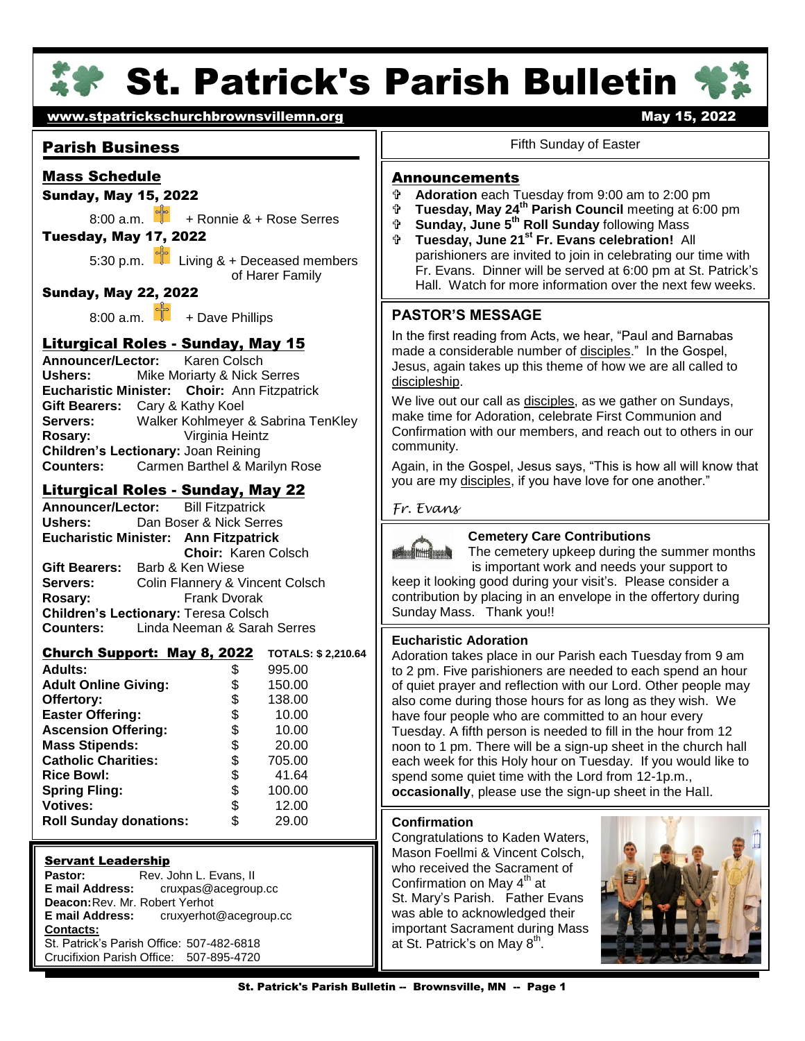# St. Patrick's Parish Bulletin

www.stpatrickschurchbrownsvillemn.org

May 15, 2022

## Parish Business

### Mass Schedule

**Sunday, May 15, 2022**

8:00 a.m. + Ronnie & + Rose Serres

**Tuesday, May 17, 2022**

5:30 p.m. Living & + Deceased members of Harer Family

**Sunday, May 22, 2022**

8:00 a.m. + Dave Phillips

### Liturgical Roles - Sunday, May 15

**Announcer/Lector:** Karen Colsch
**Ushers:** Mike Moriarty & Nick Serres
**Eucharistic Minister:** **Choir:** Ann Fitzpatrick
**Gift Bearers:** Cary & Kathy Koel
**Servers:** Walker Kohlmeyer & Sabrina TenKley
**Rosary:** Virginia Heintz
**Children's Lectionary:** Joan Reining
**Counters:** Carmen Barthel & Marilyn Rose

### Liturgical Roles - Sunday, May 22

**Announcer/Lector:** Bill Fitzpatrick
**Ushers:** Dan Boser & Nick Serres
**Eucharistic Minister:** **Ann Fitzpatrick**
**Choir:** Karen Colsch
**Gift Bearers:** Barb & Ken Wiese
**Servers:** Colin Flannery & Vincent Colsch
**Rosary:** Frank Dvorak
**Children's Lectionary:** Teresa Colsch
**Counters:** Linda Neeman & Sarah Serres

### Church Support: May 8, 2022 — TOTALS: $ 2,210.64

| | | |
|---|---|---|
| **Adults:** | $ | 995.00 |
| **Adult Online Giving:** | $ | 150.00 |
| **Offertory:** | $ | 138.00 |
| **Easter Offering:** | $ | 10.00 |
| **Ascension Offering:** | $ | 10.00 |
| **Mass Stipends:** | $ | 20.00 |
| **Catholic Charities:** | $ | 705.00 |
| **Rice Bowl:** | $ | 41.64 |
| **Spring Fling:** | $ | 100.00 |
| **Votives:** | $ | 12.00 |
| **Roll Sunday donations:** | $ | 29.00 |

### Servant Leadership

**Pastor:** Rev. John L. Evans, II
**E mail Address:** cruxpas@acegroup.cc
**Deacon:** Rev. Mr. Robert Yerhot
**E mail Address:** cruxyerhot@acegroup.cc
**Contacts:**
St. Patrick's Parish Office: 507-482-6818
Crucifixion Parish Office: 507-895-4720

---

Fifth Sunday of Easter

## Announcements

- **Adoration** each Tuesday from 9:00 am to 2:00 pm
- **Tuesday, May 24th Parish Council** meeting at 6:00 pm
- **Sunday, June 5th Roll Sunday** following Mass
- **Tuesday, June 21st Fr. Evans celebration!** All parishioners are invited to join in celebrating our time with Fr. Evans. Dinner will be served at 6:00 pm at St. Patrick's Hall. Watch for more information over the next few weeks.

## PASTOR'S MESSAGE

In the first reading from Acts, we hear, "Paul and Barnabas made a considerable number of disciples." In the Gospel, Jesus, again takes up this theme of how we are all called to discipleship.

We live out our call as disciples, as we gather on Sundays, make time for Adoration, celebrate First Communion and Confirmation with our members, and reach out to others in our community.

Again, in the Gospel, Jesus says, "This is how all will know that you are my disciples, if you have love for one another."

*Fr. Evans*

### Cemetery Care Contributions

The cemetery upkeep during the summer months is important work and needs your support to keep it looking good during your visit's. Please consider a contribution by placing in an envelope in the offertory during Sunday Mass. Thank you!!

### Eucharistic Adoration

Adoration takes place in our Parish each Tuesday from 9 am to 2 pm. Five parishioners are needed to each spend an hour of quiet prayer and reflection with our Lord. Other people may also come during those hours for as long as they wish. We have four people who are committed to an hour every Tuesday. A fifth person is needed to fill in the hour from 12 noon to 1 pm. There will be a sign-up sheet in the church hall each week for this Holy hour on Tuesday. If you would like to spend some quiet time with the Lord from 12-1p.m., **occasionally**, please use the sign-up sheet in the Hall.

### Confirmation

Congratulations to Kaden Waters, Mason Foellmi & Vincent Colsch, who received the Sacrament of Confirmation on May 4th at St. Mary's Parish. Father Evans was able to acknowledged their important Sacrament during Mass at St. Patrick's on May 8th.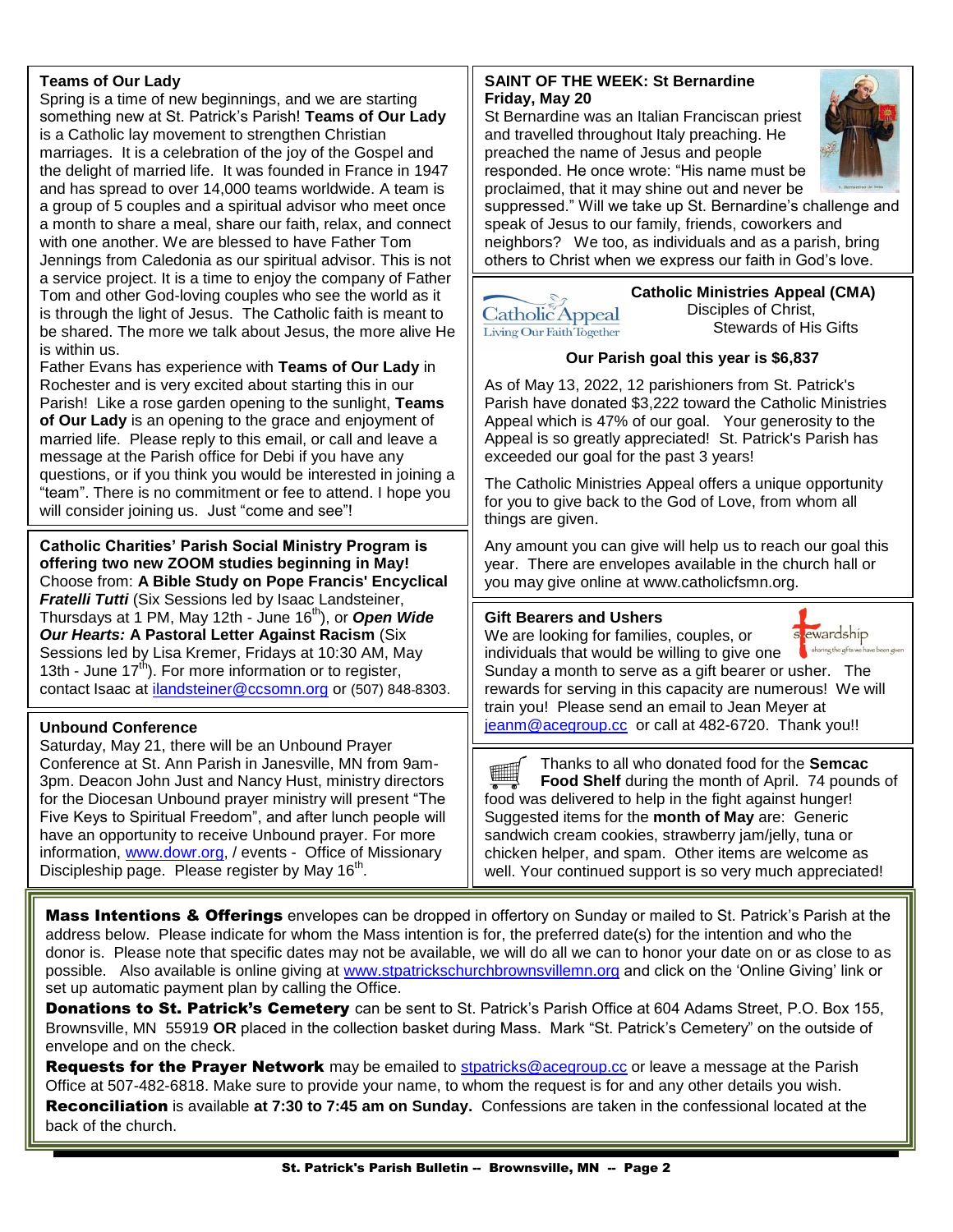## Teams of Our Lady

Spring is a time of new beginnings, and we are starting something new at St. Patrick's Parish! **Teams of Our Lady** is a Catholic lay movement to strengthen Christian marriages. It is a celebration of the joy of the Gospel and the delight of married life. It was founded in France in 1947 and has spread to over 14,000 teams worldwide. A team is a group of 5 couples and a spiritual advisor who meet once a month to share a meal, share our faith, relax, and connect with one another. We are blessed to have Father Tom Jennings from Caledonia as our spiritual advisor. This is not a service project. It is a time to enjoy the company of Father Tom and other God-loving couples who see the world as it is through the light of Jesus. The Catholic faith is meant to be shared. The more we talk about Jesus, the more alive He is within us.

Father Evans has experience with **Teams of Our Lady** in Rochester and is very excited about starting this in our Parish! Like a rose garden opening to the sunlight, **Teams of Our Lady** is an opening to the grace and enjoyment of married life. Please reply to this email, or call and leave a message at the Parish office for Debi if you have any questions, or if you think you would be interested in joining a "team". There is no commitment or fee to attend. I hope you will consider joining us. Just "come and see"!

## Catholic Charities' Parish Social Ministry Program is offering two new ZOOM studies beginning in May!

Choose from: **A Bible Study on Pope Francis' Encyclical *Fratelli Tutti*** (Six Sessions led by Isaac Landsteiner, Thursdays at 1 PM, May 12th - June 16th), or ***Open Wide Our Hearts:* A Pastoral Letter Against Racism** (Six Sessions led by Lisa Kremer, Fridays at 10:30 AM, May 13th - June 17th). For more information or to register, contact Isaac at ilandsteiner@ccsomn.org or (507) 848-8303.

## Unbound Conference

Saturday, May 21, there will be an Unbound Prayer Conference at St. Ann Parish in Janesville, MN from 9am-3pm. Deacon John Just and Nancy Hust, ministry directors for the Diocesan Unbound prayer ministry will present "The Five Keys to Spiritual Freedom", and after lunch people will have an opportunity to receive Unbound prayer. For more information, www.dowr.org, / events - Office of Missionary Discipleship page. Please register by May 16th.

## SAINT OF THE WEEK: St Bernardine
**Friday, May 20**

St Bernardine was an Italian Franciscan priest and travelled throughout Italy preaching. He preached the name of Jesus and people responded. He once wrote: "His name must be proclaimed, that it may shine out and never be suppressed." Will we take up St. Bernardine's challenge and speak of Jesus to our family, friends, coworkers and neighbors? We too, as individuals and as a parish, bring others to Christ when we express our faith in God's love.

## Catholic Ministries Appeal (CMA)
Disciples of Christ,
Stewards of His Gifts

**Our Parish goal this year is $6,837**

As of May 13, 2022, 12 parishioners from St. Patrick's Parish have donated $3,222 toward the Catholic Ministries Appeal which is 47% of our goal. Your generosity to the Appeal is so greatly appreciated! St. Patrick's Parish has exceeded our goal for the past 3 years!

The Catholic Ministries Appeal offers a unique opportunity for you to give back to the God of Love, from whom all things are given.

Any amount you can give will help us to reach our goal this year. There are envelopes available in the church hall or you may give online at www.catholicfsmn.org.

## Gift Bearers and Ushers

We are looking for families, couples, or individuals that would be willing to give one Sunday a month to serve as a gift bearer or usher. The rewards for serving in this capacity are numerous! We will train you! Please send an email to Jean Meyer at jeanm@acegroup.cc or call at 482-6720. Thank you!!

Thanks to all who donated food for the **Semcac Food Shelf** during the month of April. 74 pounds of food was delivered to help in the fight against hunger! Suggested items for the **month of May** are: Generic sandwich cream cookies, strawberry jam/jelly, tuna or chicken helper, and spam. Other items are welcome as well. Your continued support is so very much appreciated!

**Mass Intentions & Offerings** envelopes can be dropped in offertory on Sunday or mailed to St. Patrick's Parish at the address below. Please indicate for whom the Mass intention is for, the preferred date(s) for the intention and who the donor is. Please note that specific dates may not be available, we will do all we can to honor your date on or as close to as possible. Also available is online giving at www.stpatrickschurchbrownsvillemn.org and click on the 'Online Giving' link or set up automatic payment plan by calling the Office.

**Donations to St. Patrick's Cemetery** can be sent to St. Patrick's Parish Office at 604 Adams Street, P.O. Box 155, Brownsville, MN 55919 **OR** placed in the collection basket during Mass. Mark "St. Patrick's Cemetery" on the outside of envelope and on the check.

**Requests for the Prayer Network** may be emailed to stpatricks@acegroup.cc or leave a message at the Parish Office at 507-482-6818. Make sure to provide your name, to whom the request is for and any other details you wish.

**Reconciliation** is available **at 7:30 to 7:45 am on Sunday.** Confessions are taken in the confessional located at the back of the church.